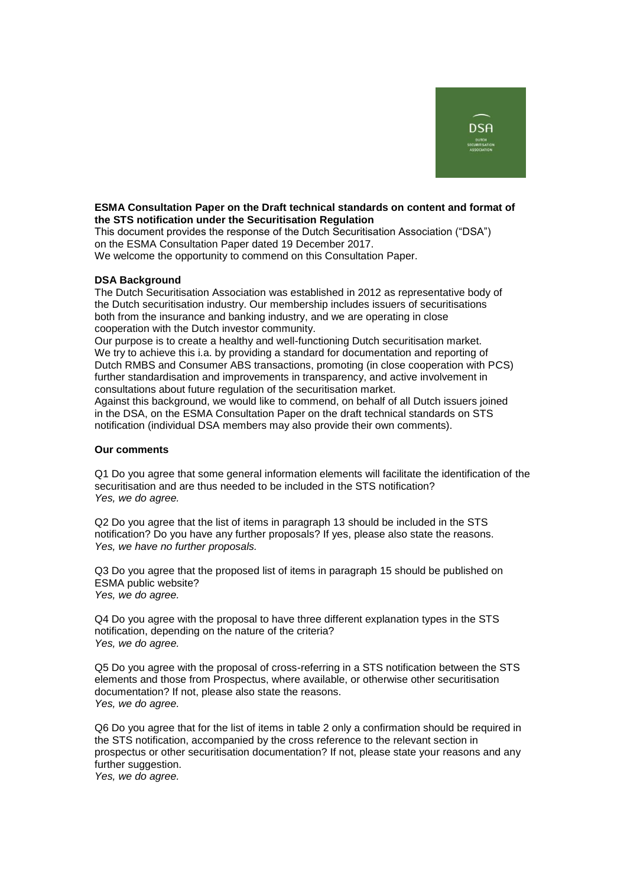**ESMA Consultation Paper on the Draft technical standards on content and format of the STS notification under the Securitisation Regulation**

This document provides the response of the Dutch Securitisation Association ("DSA") on the ESMA Consultation Paper dated 19 December 2017.
We welcome the opportunity to commend on this Consultation Paper.

**DSA Background**

The Dutch Securitisation Association was established in 2012 as representative body of the Dutch securitisation industry. Our membership includes issuers of securitisations both from the insurance and banking industry, and we are operating in close cooperation with the Dutch investor community.
Our purpose is to create a healthy and well-functioning Dutch securitisation market. We try to achieve this i.a. by providing a standard for documentation and reporting of Dutch RMBS and Consumer ABS transactions, promoting (in close cooperation with PCS) further standardisation and improvements in transparency, and active involvement in consultations about future regulation of the securitisation market.
Against this background, we would like to commend, on behalf of all Dutch issuers joined in the DSA, on the ESMA Consultation Paper on the draft technical standards on STS notification (individual DSA members may also provide their own comments).

**Our comments**

Q1 Do you agree that some general information elements will facilitate the identification of the securitisation and are thus needed to be included in the STS notification?
*Yes, we do agree.*

Q2 Do you agree that the list of items in paragraph 13 should be included in the STS notification? Do you have any further proposals? If yes, please also state the reasons.
*Yes, we have no further proposals.*

Q3 Do you agree that the proposed list of items in paragraph 15 should be published on ESMA public website?
*Yes, we do agree.*

Q4 Do you agree with the proposal to have three different explanation types in the STS notification, depending on the nature of the criteria?
*Yes, we do agree.*

Q5 Do you agree with the proposal of cross-referring in a STS notification between the STS elements and those from Prospectus, where available, or otherwise other securitisation documentation? If not, please also state the reasons.
*Yes, we do agree.*

Q6 Do you agree that for the list of items in table 2 only a confirmation should be required in the STS notification, accompanied by the cross reference to the relevant section in prospectus or other securitisation documentation? If not, please state your reasons and any further suggestion.
*Yes, we do agree.*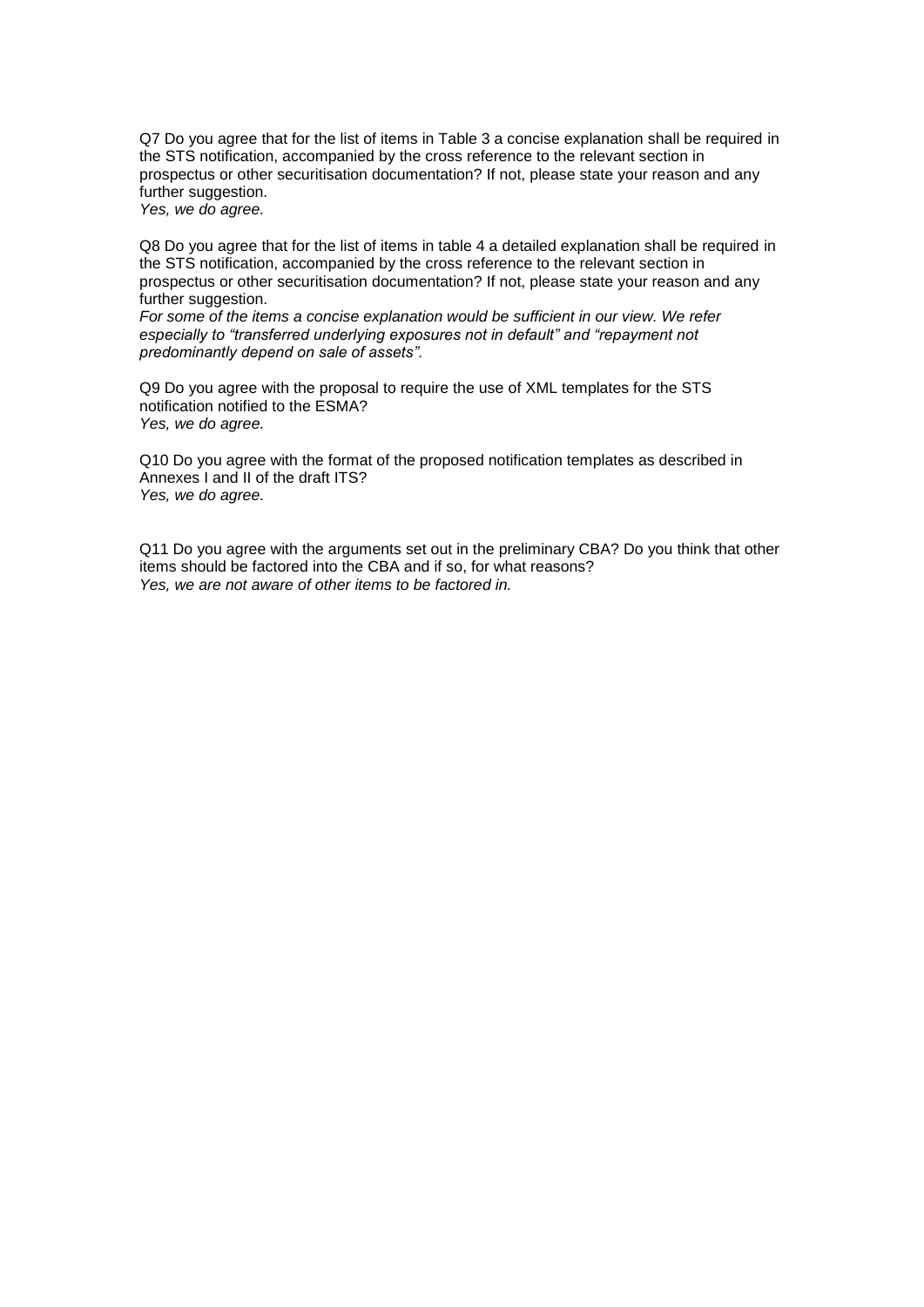Q7 Do you agree that for the list of items in Table 3 a concise explanation shall be required in the STS notification, accompanied by the cross reference to the relevant section in prospectus or other securitisation documentation? If not, please state your reason and any further suggestion.
*Yes, we do agree.*

Q8 Do you agree that for the list of items in table 4 a detailed explanation shall be required in the STS notification, accompanied by the cross reference to the relevant section in prospectus or other securitisation documentation? If not, please state your reason and any further suggestion.
*For some of the items a concise explanation would be sufficient in our view. We refer especially to "transferred underlying exposures not in default" and "repayment not predominantly depend on sale of assets".*

Q9 Do you agree with the proposal to require the use of XML templates for the STS notification notified to the ESMA?
*Yes, we do agree.*

Q10 Do you agree with the format of the proposed notification templates as described in Annexes I and II of the draft ITS?
*Yes, we do agree.*

Q11 Do you agree with the arguments set out in the preliminary CBA? Do you think that other items should be factored into the CBA and if so, for what reasons?
*Yes, we are not aware of other items to be factored in.*